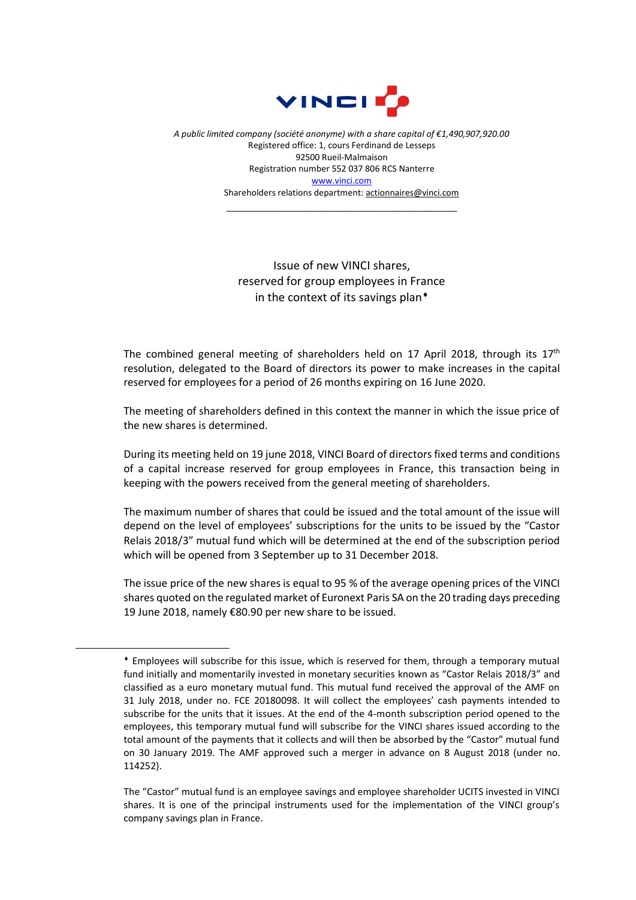*A public limited company (société anonyme) with a share capital of €1,490,907,920.00*
Registered office: 1, cours Ferdinand de Lesseps
92500 Rueil-Malmaison
Registration number 552 037 806 RCS Nanterre
www.vinci.com
Shareholders relations department: actionnaires@vinci.com

---

# Issue of new VINCI shares, reserved for group employees in France in the context of its savings plan♦

The combined general meeting of shareholders held on 17 April 2018, through its 17th resolution, delegated to the Board of directors its power to make increases in the capital reserved for employees for a period of 26 months expiring on 16 June 2020.

The meeting of shareholders defined in this context the manner in which the issue price of the new shares is determined.

During its meeting held on 19 june 2018, VINCI Board of directors fixed terms and conditions of a capital increase reserved for group employees in France, this transaction being in keeping with the powers received from the general meeting of shareholders.

The maximum number of shares that could be issued and the total amount of the issue will depend on the level of employees' subscriptions for the units to be issued by the "Castor Relais 2018/3" mutual fund which will be determined at the end of the subscription period which will be opened from 3 September up to 31 December 2018.

The issue price of the new shares is equal to 95 % of the average opening prices of the VINCI shares quoted on the regulated market of Euronext Paris SA on the 20 trading days preceding 19 June 2018, namely €80.90 per new share to be issued.

---

♦ Employees will subscribe for this issue, which is reserved for them, through a temporary mutual fund initially and momentarily invested in monetary securities known as "Castor Relais 2018/3" and classified as a euro monetary mutual fund. This mutual fund received the approval of the AMF on 31 July 2018, under no. FCE 20180098. It will collect the employees' cash payments intended to subscribe for the units that it issues. At the end of the 4-month subscription period opened to the employees, this temporary mutual fund will subscribe for the VINCI shares issued according to the total amount of the payments that it collects and will then be absorbed by the "Castor" mutual fund on 30 January 2019. The AMF approved such a merger in advance on 8 August 2018 (under no. 114252).

The "Castor" mutual fund is an employee savings and employee shareholder UCITS invested in VINCI shares. It is one of the principal instruments used for the implementation of the VINCI group's company savings plan in France.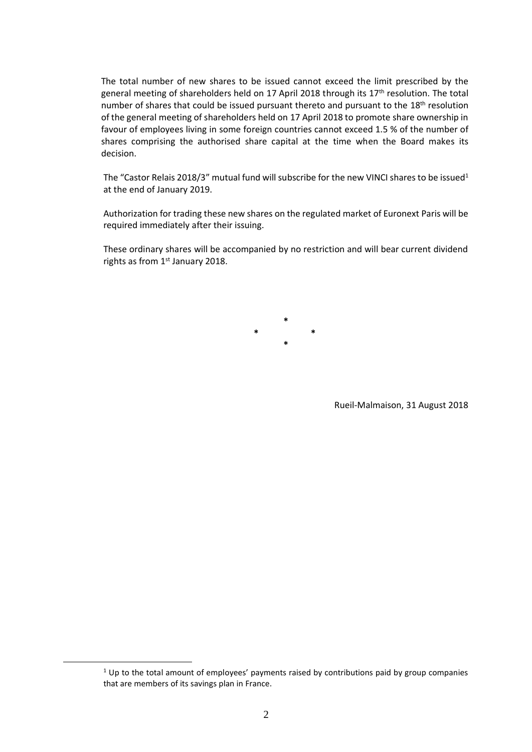The total number of new shares to be issued cannot exceed the limit prescribed by the general meeting of shareholders held on 17 April 2018 through its 17th resolution. The total number of shares that could be issued pursuant thereto and pursuant to the 18th resolution of the general meeting of shareholders held on 17 April 2018 to promote share ownership in favour of employees living in some foreign countries cannot exceed 1.5 % of the number of shares comprising the authorised share capital at the time when the Board makes its decision.

The "Castor Relais 2018/3" mutual fund will subscribe for the new VINCI shares to be issued[1] at the end of January 2019.

Authorization for trading these new shares on the regulated market of Euronext Paris will be required immediately after their issuing.

These ordinary shares will be accompanied by no restriction and will bear current dividend rights as from 1st January 2018.

\*

\* \*

\*

Rueil-Malmaison, 31 August 2018

---

[1] Up to the total amount of employees' payments raised by contributions paid by group companies that are members of its savings plan in France.